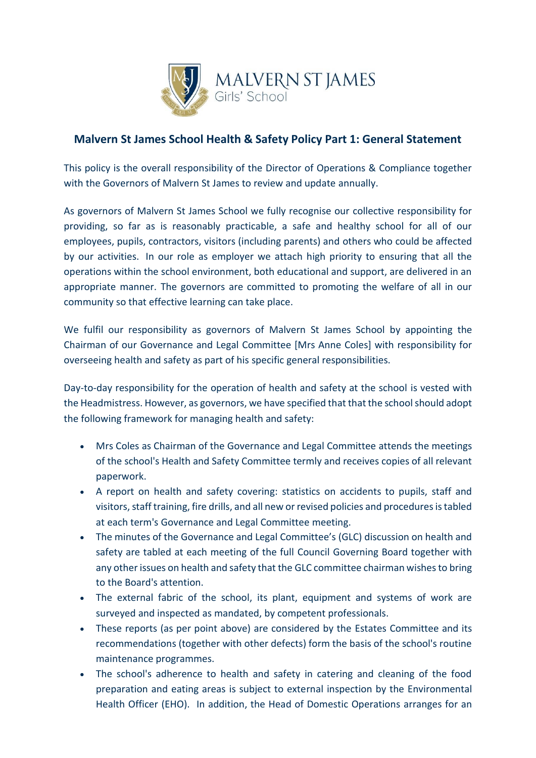MALVERN ST JAMES
Girls' School

## Malvern St James School Health & Safety Policy Part 1: General Statement

This policy is the overall responsibility of the Director of Operations & Compliance together with the Governors of Malvern St James to review and update annually.

As governors of Malvern St James School we fully recognise our collective responsibility for providing, so far as is reasonably practicable, a safe and healthy school for all of our employees, pupils, contractors, visitors (including parents) and others who could be affected by our activities. In our role as employer we attach high priority to ensuring that all the operations within the school environment, both educational and support, are delivered in an appropriate manner. The governors are committed to promoting the welfare of all in our community so that effective learning can take place.

We fulfil our responsibility as governors of Malvern St James School by appointing the Chairman of our Governance and Legal Committee [Mrs Anne Coles] with responsibility for overseeing health and safety as part of his specific general responsibilities.

Day-to-day responsibility for the operation of health and safety at the school is vested with the Headmistress. However, as governors, we have specified that that the school should adopt the following framework for managing health and safety:

- Mrs Coles as Chairman of the Governance and Legal Committee attends the meetings of the school's Health and Safety Committee termly and receives copies of all relevant paperwork.
- A report on health and safety covering: statistics on accidents to pupils, staff and visitors, staff training, fire drills, and all new or revised policies and procedures is tabled at each term's Governance and Legal Committee meeting.
- The minutes of the Governance and Legal Committee's (GLC) discussion on health and safety are tabled at each meeting of the full Council Governing Board together with any other issues on health and safety that the GLC committee chairman wishes to bring to the Board's attention.
- The external fabric of the school, its plant, equipment and systems of work are surveyed and inspected as mandated, by competent professionals.
- These reports (as per point above) are considered by the Estates Committee and its recommendations (together with other defects) form the basis of the school's routine maintenance programmes.
- The school's adherence to health and safety in catering and cleaning of the food preparation and eating areas is subject to external inspection by the Environmental Health Officer (EHO). In addition, the Head of Domestic Operations arranges for an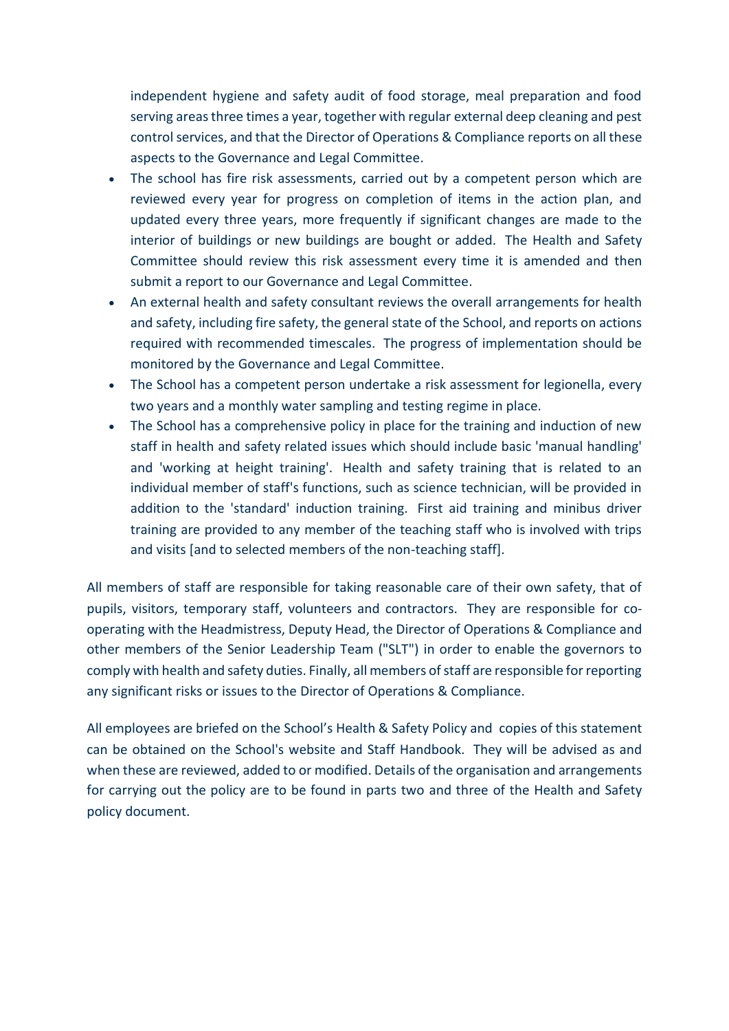independent hygiene and safety audit of food storage, meal preparation and food serving areas three times a year, together with regular external deep cleaning and pest control services, and that the Director of Operations & Compliance reports on all these aspects to the Governance and Legal Committee.

- The school has fire risk assessments, carried out by a competent person which are reviewed every year for progress on completion of items in the action plan, and updated every three years, more frequently if significant changes are made to the interior of buildings or new buildings are bought or added. The Health and Safety Committee should review this risk assessment every time it is amended and then submit a report to our Governance and Legal Committee.
- An external health and safety consultant reviews the overall arrangements for health and safety, including fire safety, the general state of the School, and reports on actions required with recommended timescales. The progress of implementation should be monitored by the Governance and Legal Committee.
- The School has a competent person undertake a risk assessment for legionella, every two years and a monthly water sampling and testing regime in place.
- The School has a comprehensive policy in place for the training and induction of new staff in health and safety related issues which should include basic 'manual handling' and 'working at height training'. Health and safety training that is related to an individual member of staff's functions, such as science technician, will be provided in addition to the 'standard' induction training. First aid training and minibus driver training are provided to any member of the teaching staff who is involved with trips and visits [and to selected members of the non-teaching staff].

All members of staff are responsible for taking reasonable care of their own safety, that of pupils, visitors, temporary staff, volunteers and contractors. They are responsible for co-operating with the Headmistress, Deputy Head, the Director of Operations & Compliance and other members of the Senior Leadership Team ("SLT") in order to enable the governors to comply with health and safety duties. Finally, all members of staff are responsible for reporting any significant risks or issues to the Director of Operations & Compliance.

All employees are briefed on the School's Health & Safety Policy and copies of this statement can be obtained on the School's website and Staff Handbook. They will be advised as and when these are reviewed, added to or modified. Details of the organisation and arrangements for carrying out the policy are to be found in parts two and three of the Health and Safety policy document.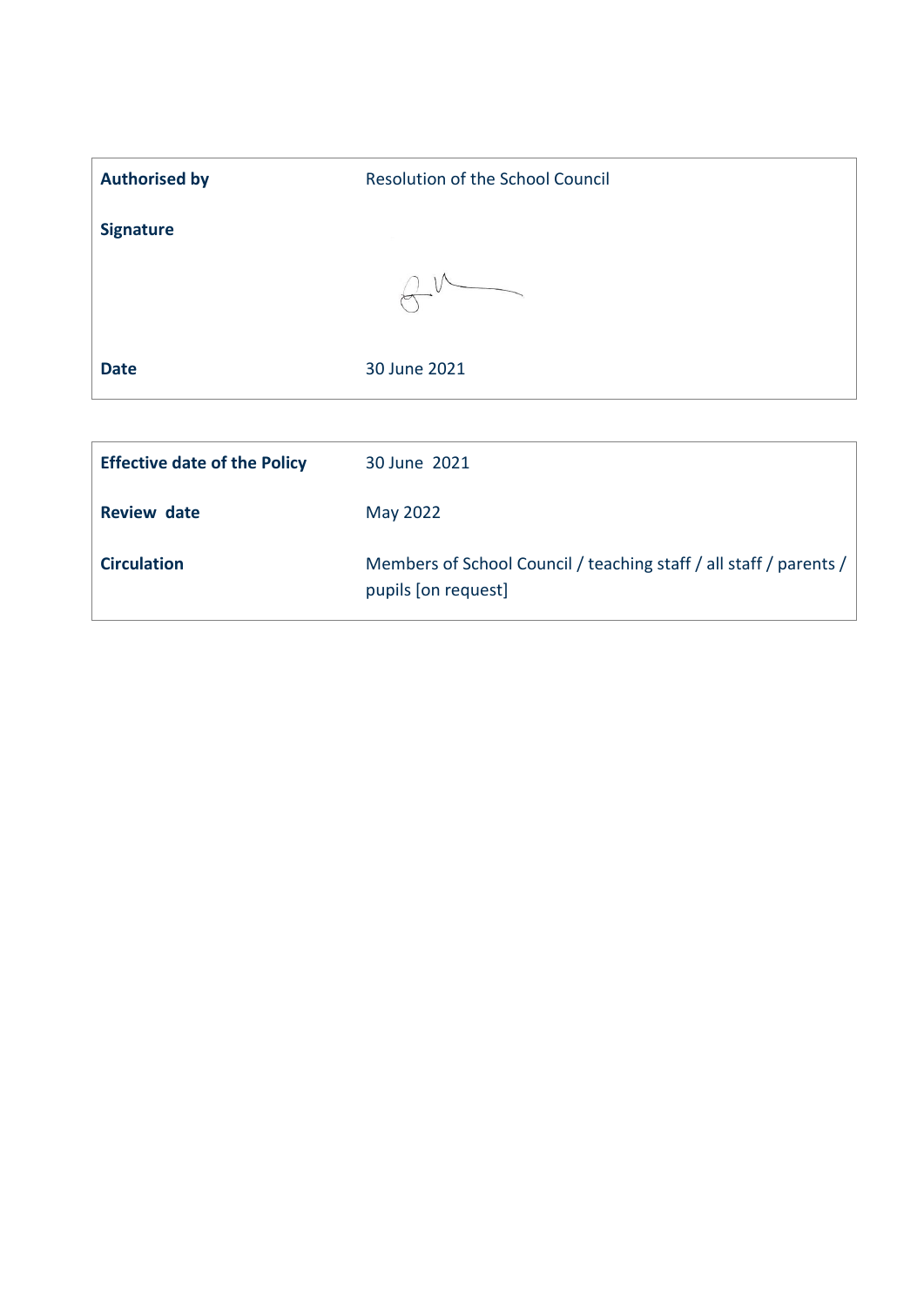| | |
|---|---|
| **Authorised by** | Resolution of the School Council |
| **Signature** | |
| **Date** | 30 June 2021 |

| | |
|---|---|
| **Effective date of the Policy** | 30 June 2021 |
| **Review date** | May 2022 |
| **Circulation** | Members of School Council / teaching staff / all staff / parents / pupils [on request] |